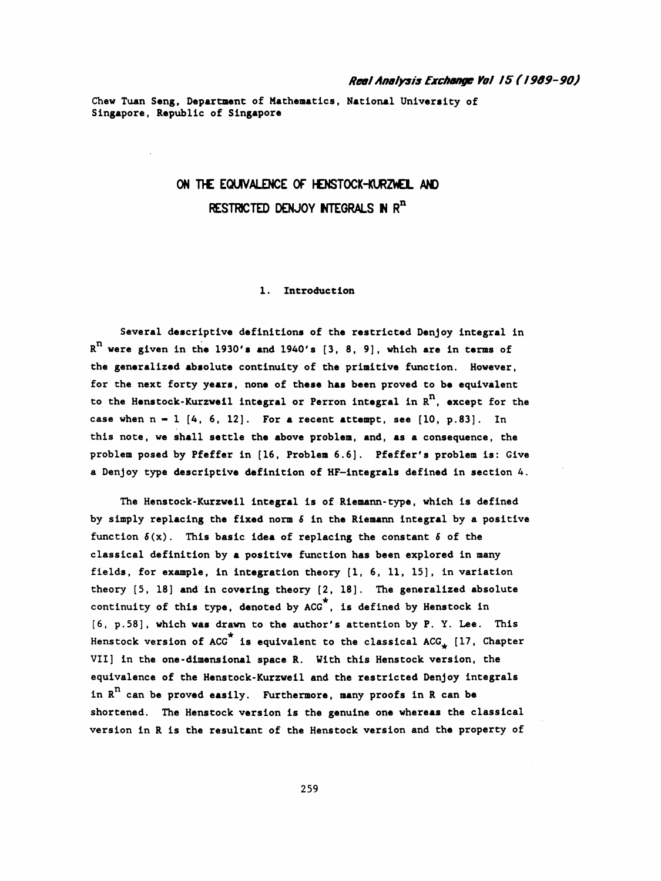Chew Tuan Seng, Department of Mathematics, National University of Singapore, Republic of Singapore

# ON THE EQUIVALENCE OF HENSTOCK-KURZWEIL AND RESTRICTED DENJOY INTEGRALS IN $R^n$

## 1. Introduction

Several descriptive definitions of the restricted Denjoy integral in $R^n$ were given in the 1930's and 1940's [3, 8, 9], which are in terms of the generalized absolute continuity of the primitive function. However, for the next forty years, none of these has been proved to be equivalent to the Henstock-Kurzweil integral or Perron integral in $R^n$, except for the case when $n = 1$ [4, 6, 12]. For a recent attempt, see [10, p.83]. In this note, we shall settle the above problem, and, as a consequence, the problem posed by Pfeffer in [16, Problem 6.6]. Pfeffer's problem is: Give a Denjoy type descriptive definition of HF-integrals defined in section 4.

The Henstock-Kurzweil integral is of Riemann-type, which is defined by simply replacing the fixed norm $\delta$ in the Riemann integral by a positive function $\delta(x)$. This basic idea of replacing the constant $\delta$ of the classical definition by a positive function has been explored in many fields, for example, in integration theory [1, 6, 11, 15], in variation theory [5, 18] and in covering theory [2, 18]. The generalized absolute continuity of this type, denoted by $ACG^*$, is defined by Henstock in [6, p.58], which was drawn to the author's attention by P. Y. Lee. This Henstock version of $ACG^*$ is equivalent to the classical $ACG_*$ [17, Chapter VII] in the one-dimensional space R. With this Henstock version, the equivalence of the Henstock-Kurzweil and the restricted Denjoy integrals in $R^n$ can be proved easily. Furthermore, many proofs in R can be shortened. The Henstock version is the genuine one whereas the classical version in R is the resultant of the Henstock version and the property of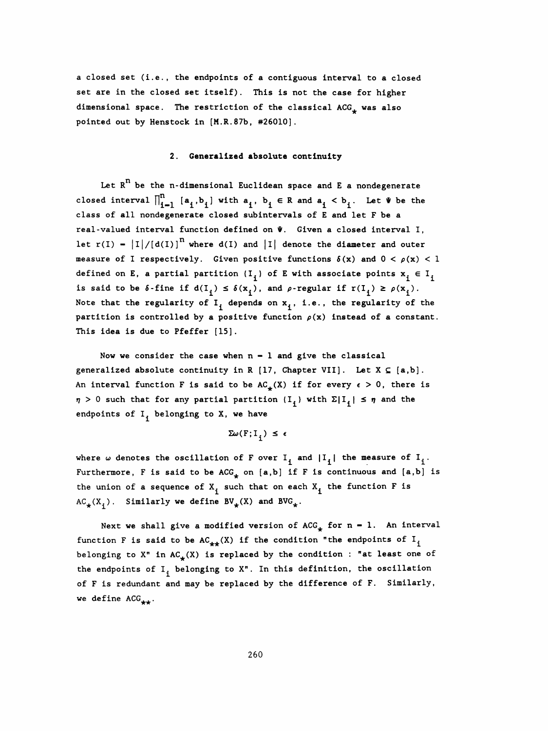a closed set (i.e., the endpoints of a contiguous interval to a closed set are in the closed set itself). This is not the case for higher dimensional space. The restriction of the classical $ACG_*$ was also pointed out by Henstock in [M.R.87b, #26010].

## 2. Generalized absolute continuity

Let $R^n$ be the n-dimensional Euclidean space and E a nondegenerate closed interval $\prod_{i=1}^{n} [a_i, b_i]$ with $a_i, b_i \in R$ and $a_i < b_i$. Let $\Psi$ be the class of all nondegenerate closed subintervals of E and let F be a real-valued interval function defined on $\Psi$. Given a closed interval I, let $r(I) = |I|/[d(I)]^n$ where $d(I)$ and $|I|$ denote the diameter and outer measure of I respectively. Given positive functions $\delta(x)$ and $0 < \rho(x) < 1$ defined on E, a partial partition $\{I_i\}$ of E with associate points $x_i \in I_i$ is said to be $\delta$-fine if $d(I_i) \le \delta(x_i)$, and $\rho$-regular if $r(I_i) \ge \rho(x_i)$. Note that the regularity of $I_i$ depends on $x_i$, i.e., the regularity of the partition is controlled by a positive function $\rho(x)$ instead of a constant. This idea is due to Pfeffer [15].

Now we consider the case when $n = 1$ and give the classical generalized absolute continuity in R [17, Chapter VII]. Let $X \subseteq [a,b]$. An interval function F is said to be $AC_*(X)$ if for every $\epsilon > 0$, there is $\eta > 0$ such that for any partial partition $\{I_i\}$ with $\Sigma|I_i| \le \eta$ and the endpoints of $I_i$ belonging to X, we have

$$\Sigma\omega(F;I_i) \le \epsilon$$

where $\omega$ denotes the oscillation of F over $I_i$ and $|I_i|$ the measure of $I_i$. Furthermore, F is said to be $ACG_*$ on $[a,b]$ if F is continuous and $[a,b]$ is the union of a sequence of $X_i$ such that on each $X_i$ the function F is $AC_*(X_i)$. Similarly we define $BV_*(X)$ and $BVG_*$.

Next we shall give a modified version of $ACG_*$ for $n = 1$. An interval function F is said to be $AC_{**}(X)$ if the condition "the endpoints of $I_i$ belonging to X" in $AC_*(X)$ is replaced by the condition : "at least one of the endpoints of $I_i$ belonging to X". In this definition, the oscillation of F is redundant and may be replaced by the difference of F. Similarly, we define $ACG_{**}$.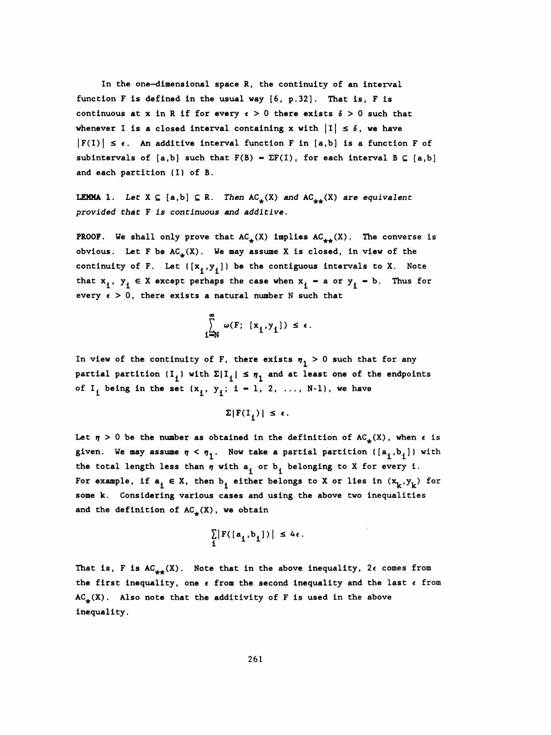In the one-dimensional space R, the continuity of an interval function F is defined in the usual way [6, p.32]. That is, F is continuous at x in R if for every $\epsilon > 0$ there exists $\delta > 0$ such that whenever I is a closed interval containing x with $|I| \leq \delta$, we have $|F(I)| \leq \epsilon$. An additive interval function F in [a,b] is a function F of subintervals of [a,b] such that $F(B) = \Sigma F(I)$, for each interval $B \subseteq [a,b]$ and each partition {I} of B.

**LEMMA 1.** *Let $X \subseteq [a,b] \subseteq R$. Then $AC_*(X)$ and $AC_{**}(X)$ are equivalent provided that F is continuous and additive.*

**PROOF.** We shall only prove that $AC_*(X)$ implies $AC_{**}(X)$. The converse is obvious. Let F be $AC_*(X)$. We may assume X is closed, in view of the continuity of F. Let $\{[x_i,y_i]\}$ be the contiguous intervals to X. Note that $x_i$, $y_i \in X$ except perhaps the case when $x_i = a$ or $y_i = b$. Thus for every $\epsilon > 0$, there exists a natural number N such that

$$\sum_{i=N}^{\infty} \omega(F;\ [x_i,y_i]) \leq \epsilon.$$

In view of the continuity of F, there exists $\eta_1 > 0$ such that for any partial partition $\{I_i\}$ with $\Sigma|I_i| \leq \eta_1$ and at least one of the endpoints of $I_i$ being in the set $\{x_i,\ y_i;\ i = 1, 2, \ldots, N\text{-}1\}$, we have

$$\Sigma|F(I_i)| \leq \epsilon.$$

Let $\eta > 0$ be the number as obtained in the definition of $AC_*(X)$, when $\epsilon$ is given. We may assume $\eta < \eta_1$. Now take a partial partition $\{[a_i,b_i]\}$ with the total length less than $\eta$ with $a_i$ or $b_i$ belonging to X for every i. For example, if $a_i \in X$, then $b_i$ either belongs to X or lies in $(x_k,y_k)$ for some k. Considering various cases and using the above two inequalities and the definition of $AC_*(X)$, we obtain

$$\sum_i |F([a_i,b_i])| \leq 4\epsilon.$$

That is, F is $AC_{**}(X)$. Note that in the above inequality, $2\epsilon$ comes from the first inequality, one $\epsilon$ from the second inequality and the last $\epsilon$ from $AC_*(X)$. Also note that the additivity of F is used in the above inequality.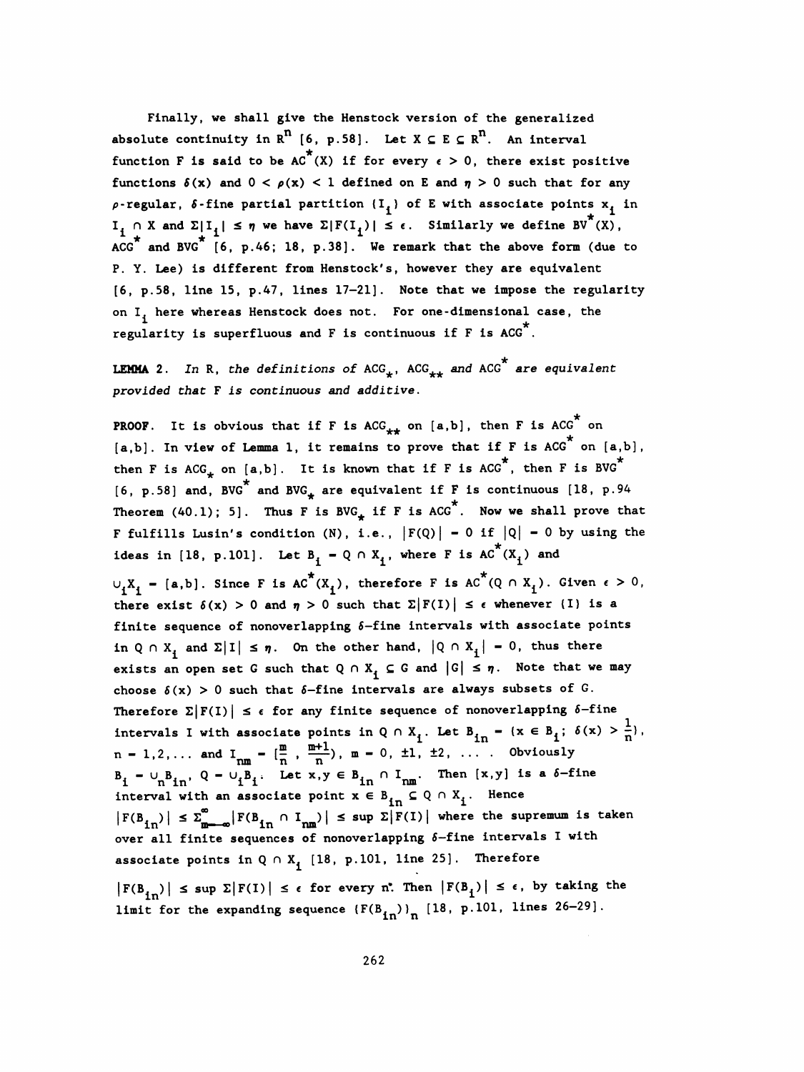Finally, we shall give the Henstock version of the generalized absolute continuity in $R^n$ [6, p.58]. Let $X \subseteq E \subseteq R^n$. An interval function F is said to be $AC^*(X)$ if for every $\epsilon > 0$, there exist positive functions $\delta(x)$ and $0 < \rho(x) < 1$ defined on E and $\eta > 0$ such that for any $\rho$-regular, $\delta$-fine partial partition $\{I_i\}$ of E with associate points $x_i$ in $I_i \cap X$ and $\Sigma|I_i| \le \eta$ we have $\Sigma|F(I_i)| \le \epsilon$. Similarly we define $BV^*(X)$, $ACG^*$ and $BVG^*$ [6, p.46; 18, p.38]. We remark that the above form (due to P. Y. Lee) is different from Henstock's, however they are equivalent [6, p.58, line 15, p.47, lines 17–21]. Note that we impose the regularity on $I_i$ here whereas Henstock does not. For one-dimensional case, the regularity is superfluous and F is continuous if F is $ACG^*$.

**LEMMA 2.** *In R, the definitions of $ACG_*$, $ACG_{**}$ and $ACG^*$ are equivalent provided that F is continuous and additive.*

**PROOF.** It is obvious that if F is $ACG_{**}$ on [a,b], then F is $ACG^*$ on [a,b]. In view of Lemma 1, it remains to prove that if F is $ACG^*$ on [a,b], then F is $ACG_*$ on [a,b]. It is known that if F is $ACG^*$, then F is $BVG^*$ [6, p.58] and, $BVG^*$ and $BVG_*$ are equivalent if F is continuous [18, p.94 Theorem (40.1); 5]. Thus F is $BVG_*$ if F is $ACG^*$. Now we shall prove that F fulfills Lusin's condition (N), i.e., $|F(Q)| = 0$ if $|Q| = 0$ by using the ideas in [18, p.101]. Let $B_i = Q \cap X_i$, where F is $AC^*(X_i)$ and $\cup_i X_i = [a,b]$. Since F is $AC^*(X_i)$, therefore F is $AC^*(Q \cap X_i)$. Given $\epsilon > 0$, there exist $\delta(x) > 0$ and $\eta > 0$ such that $\Sigma|F(I)| \le \epsilon$ whenever $\{I\}$ is a finite sequence of nonoverlapping $\delta$-fine intervals with associate points in $Q \cap X_i$ and $\Sigma|I| \le \eta$. On the other hand, $|Q \cap X_i| = 0$, thus there exists an open set G such that $Q \cap X_i \subseteq G$ and $|G| \le \eta$. Note that we may choose $\delta(x) > 0$ such that $\delta$-fine intervals are always subsets of G. Therefore $\Sigma|F(I)| \le \epsilon$ for any finite sequence of nonoverlapping $\delta$-fine intervals I with associate points in $Q \cap X_i$. Let $B_{in} = \{x \in B_i;\ \delta(x) > \frac{1}{n}\}$, $n = 1,2,\ldots$ and $I_{nm} = [\frac{m}{n}, \frac{m+1}{n})$, $m = 0, \pm1, \pm2, \ldots$ . Obviously $B_i = \cup_n B_{in}$, $Q = \cup_i B_i$. Let $x,y \in B_{in} \cap I_{nm}$. Then $[x,y]$ is a $\delta$-fine interval with an associate point $x \in B_{in} \subseteq Q \cap X_i$. Hence $|F(B_{in})| \le \Sigma_{m=-\infty}^{\infty}|F(B_{in} \cap I_{nm})| \le \sup \Sigma|F(I)|$ where the supremum is taken over all finite sequences of nonoverlapping $\delta$-fine intervals I with associate points in $Q \cap X_i$ [18, p.101, line 25]. Therefore $|F(B_{in})| \le \sup \Sigma|F(I)| \le \epsilon$ for every n. Then $|F(B_i)| \le \epsilon$, by taking the limit for the expanding sequence $\{F(B_{in})\}_n$ [18, p.101, lines 26–29].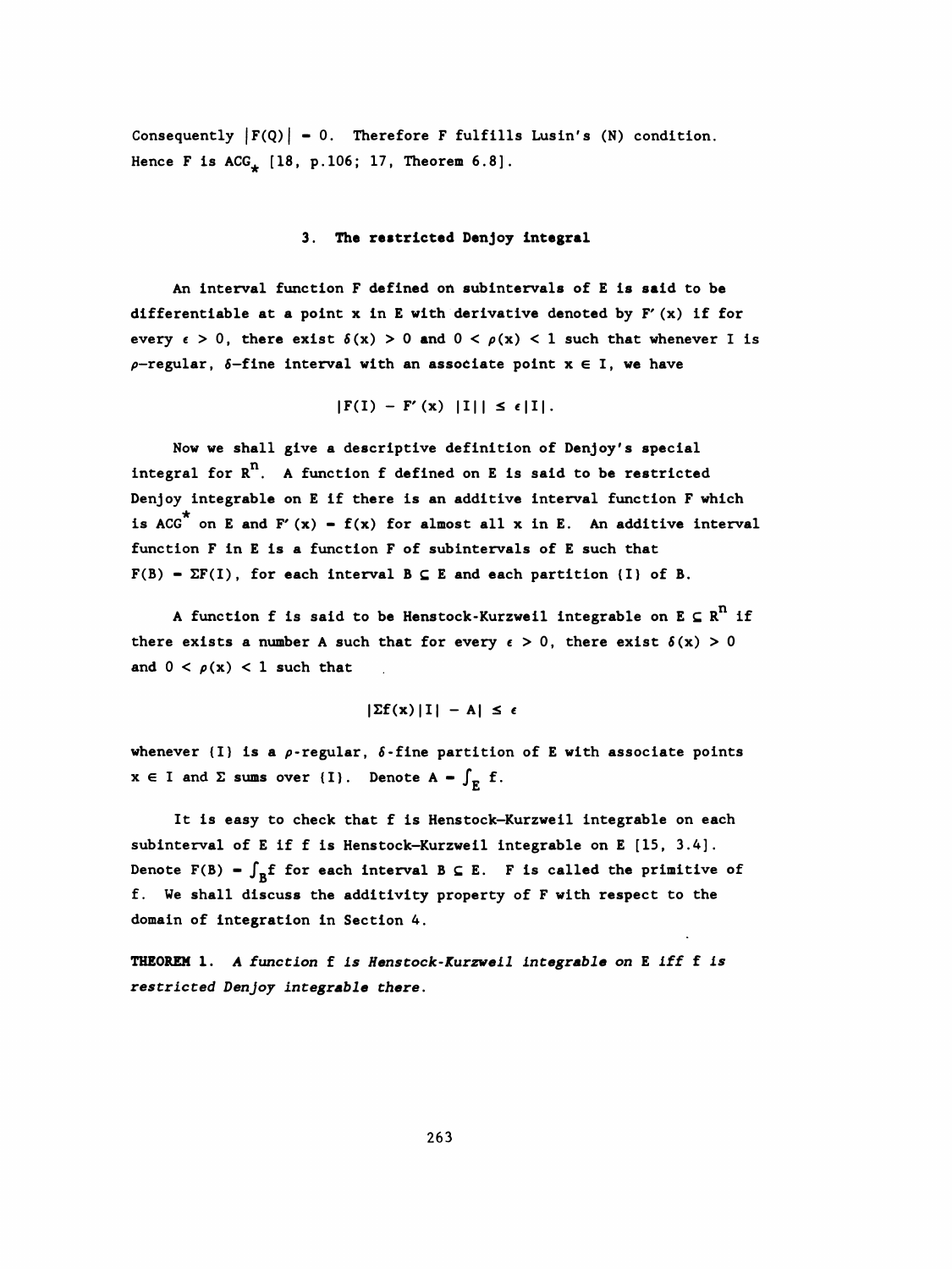Consequently $|F(Q)| = 0$. Therefore F fulfills Lusin's (N) condition. Hence F is $ACG_*$ [18, p.106; 17, Theorem 6.8].

### 3. The restricted Denjoy integral

An interval function F defined on subintervals of E is said to be differentiable at a point x in E with derivative denoted by $F'(x)$ if for every $\epsilon > 0$, there exist $\delta(x) > 0$ and $0 < \rho(x) < 1$ such that whenever I is $\rho$-regular, $\delta$-fine interval with an associate point $x \in I$, we have

$$|F(I) - F'(x)\ |I|| \leq \epsilon|I|.$$

Now we shall give a descriptive definition of Denjoy's special integral for $R^n$. A function f defined on E is said to be restricted Denjoy integrable on E if there is an additive interval function F which is $ACG^*$ on E and $F'(x) = f(x)$ for almost all x in E. An additive interval function F in E is a function F of subintervals of E such that $F(B) = \Sigma F(I)$, for each interval $B \subseteq E$ and each partition $\{I\}$ of B.

A function f is said to be Henstock-Kurzweil integrable on $E \subseteq R^n$ if there exists a number A such that for every $\epsilon > 0$, there exist $\delta(x) > 0$ and $0 < \rho(x) < 1$ such that

$$|\Sigma f(x)|I| - A| \leq \epsilon$$

whenever $\{I\}$ is a $\rho$-regular, $\delta$-fine partition of E with associate points $x \in I$ and $\Sigma$ sums over $\{I\}$. Denote $A = \int_E f$.

It is easy to check that f is Henstock-Kurzweil integrable on each subinterval of E if f is Henstock-Kurzweil integrable on E [15, 3.4]. Denote $F(B) = \int_B f$ for each interval $B \subseteq E$. F is called the primitive of f. We shall discuss the additivity property of F with respect to the domain of integration in Section 4.

**THEOREM 1.** *A function f is Henstock-Kurzweil integrable on E iff f is restricted Denjoy integrable there.*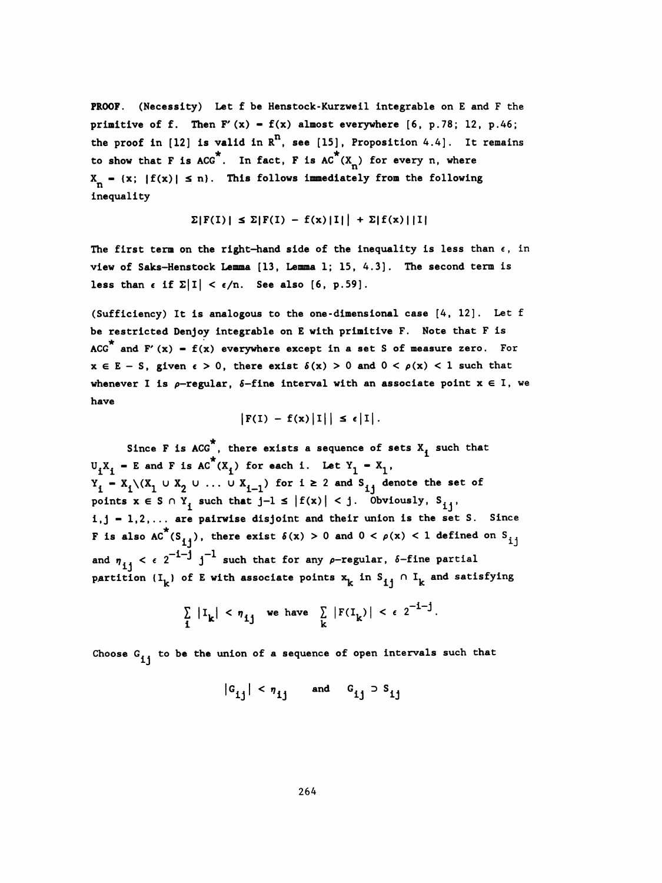**PROOF.** (Necessity) Let $f$ be Henstock-Kurzweil integrable on $E$ and $F$ the primitive of $f$. Then $F'(x) = f(x)$ almost everywhere [6, p.78; 12, p.46; the proof in [12] is valid in $R^n$, see [15], Proposition 4.4]. It remains to show that $F$ is $ACG^*$. In fact, $F$ is $AC^*(X_n)$ for every $n$, where $X_n = \{x;\ |f(x)| \le n\}$. This follows immediately from the following inequality

$$\Sigma|F(I)| \le \Sigma|F(I) - f(x)|I|| + \Sigma|f(x)||I|$$

The first term on the right-hand side of the inequality is less than $\epsilon$, in view of Saks-Henstock Lemma [13, Lemma 1; 15, 4.3]. The second term is less than $\epsilon$ if $\Sigma|I| < \epsilon/n$. See also [6, p.59].

(Sufficiency) It is analogous to the one-dimensional case [4, 12]. Let $f$ be restricted Denjoy integrable on $E$ with primitive $F$. Note that $F$ is $ACG^*$ and $F'(x) = f(x)$ everywhere except in a set $S$ of measure zero. For $x \in E - S$, given $\epsilon > 0$, there exist $\delta(x) > 0$ and $0 < \rho(x) < 1$ such that whenever $I$ is $\rho$-regular, $\delta$-fine interval with an associate point $x \in I$, we have

$$|F(I) - f(x)|I|| \le \epsilon|I|.$$

Since $F$ is $ACG^*$, there exists a sequence of sets $X_i$ such that $\cup_i X_i = E$ and $F$ is $AC^*(X_i)$ for each $i$. Let $Y_1 = X_1$, $Y_i = X_i \backslash (X_1 \cup X_2 \cup \ldots \cup X_{i-1})$ for $i \ge 2$ and $S_{ij}$ denote the set of points $x \in S \cap Y_i$ such that $j-1 \le |f(x)| < j$. Obviously, $S_{ij}$, $i,j = 1,2,\ldots$ are pairwise disjoint and their union is the set $S$. Since $F$ is also $AC^*(S_{ij})$, there exist $\delta(x) > 0$ and $0 < \rho(x) < 1$ defined on $S_{ij}$ and $\eta_{ij} < \epsilon\, 2^{-i-j} j^{-1}$ such that for any $\rho$-regular, $\delta$-fine partial partition $\{I_k\}$ of $E$ with associate points $x_k$ in $S_{ij} \cap I_k$ and satisfying

$$\sum_i |I_k| < \eta_{ij} \quad \text{we have} \quad \sum_k |F(I_k)| < \epsilon\, 2^{-i-j}.$$

Choose $G_{ij}$ to be the union of a sequence of open intervals such that

$$|G_{ij}| < \eta_{ij} \quad \text{and} \quad G_{ij} \supset S_{ij}$$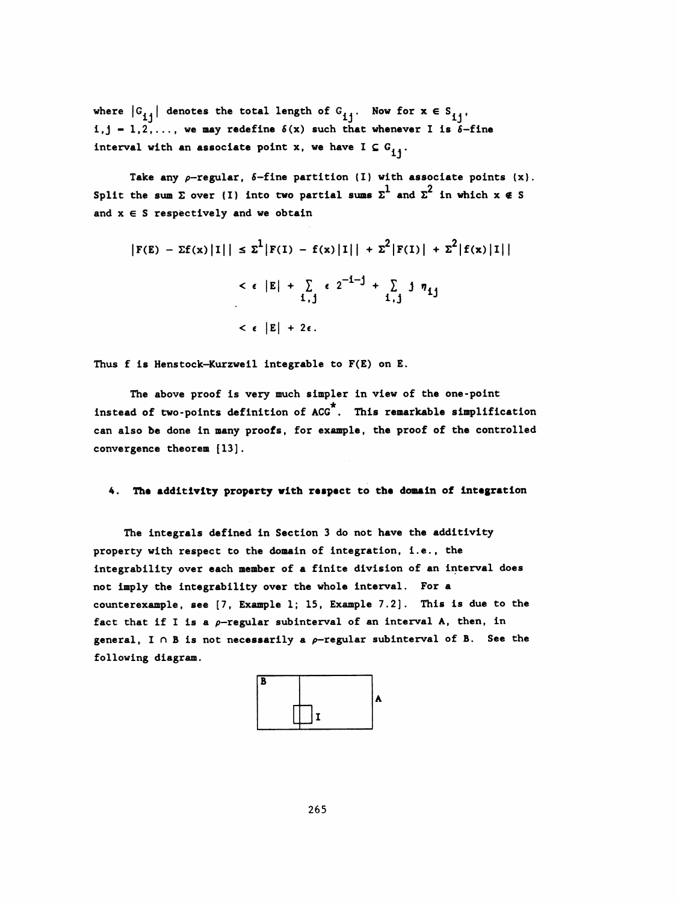where $|G_{ij}|$ denotes the total length of $G_{ij}$. Now for $x \in S_{ij}$, $i,j = 1,2,\ldots$, we may redefine $\delta(x)$ such that whenever I is $\delta$-fine interval with an associate point x, we have $I \subseteq G_{ij}$.

Take any $\rho$-regular, $\delta$-fine partition $\{I\}$ with associate points $\{x\}$. Split the sum $\Sigma$ over $\{I\}$ into two partial sums $\Sigma^1$ and $\Sigma^2$ in which $x \notin S$ and $x \in S$ respectively and we obtain

$$|F(E) - \Sigma f(x)|I|| \le \Sigma^1 |F(I) - f(x)|I|| + \Sigma^2 |F(I)| + \Sigma^2 |f(x)|I||$$

$$< \epsilon\ |E| + \sum_{i,j} \epsilon\ 2^{-i-j} + \sum_{i,j} j\ \eta_{ij}$$

$$< \epsilon\ |E| + 2\epsilon.$$

Thus f is Henstock-Kurzweil integrable to F(E) on E.

The above proof is very much simpler in view of the one-point instead of two-points definition of ACG$^*$. This remarkable simplification can also be done in many proofs, for example, the proof of the controlled convergence theorem [13].

## 4. The additivity property with respect to the domain of integration

The integrals defined in Section 3 do not have the additivity property with respect to the domain of integration, i.e., the integrability over each member of a finite division of an interval does not imply the integrability over the whole interval. For a counterexample, see [7, Example 1; 15, Example 7.2]. This is due to the fact that if I is a $\rho$-regular subinterval of an interval A, then, in general, $I \cap B$ is not necessarily a $\rho$-regular subinterval of B. See the following diagram.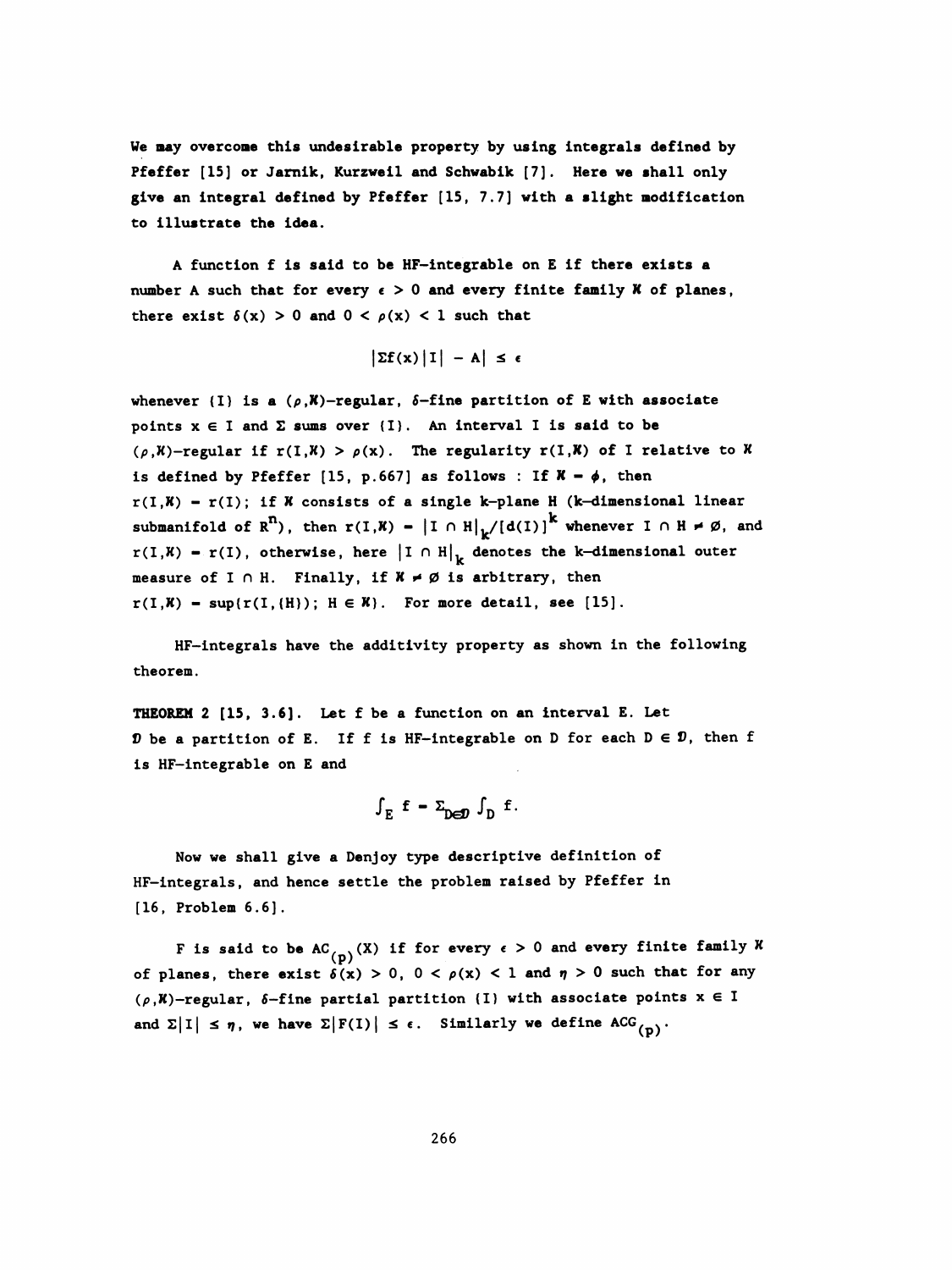We may overcome this undesirable property by using integrals defined by Pfeffer [15] or Jarnik, Kurzweil and Schwabik [7]. Here we shall only give an integral defined by Pfeffer [15, 7.7] with a slight modification to illustrate the idea.

A function f is said to be HF-integrable on E if there exists a number A such that for every $\epsilon > 0$ and every finite family $\mathcal{K}$ of planes, there exist $\delta(x) > 0$ and $0 < \rho(x) < 1$ such that

$$|\Sigma f(x)|I| - A| \le \epsilon$$

whenever $\{I\}$ is a $(\rho,\mathcal{K})$-regular, $\delta$-fine partition of E with associate points $x \in I$ and $\Sigma$ sums over $\{I\}$. An interval I is said to be $(\rho,\mathcal{K})$-regular if $r(I,\mathcal{K}) > \rho(x)$. The regularity $r(I,\mathcal{K})$ of I relative to $\mathcal{K}$ is defined by Pfeffer [15, p.667] as follows : If $\mathcal{K} = \phi$, then $r(I,\mathcal{K}) = r(I)$; if $\mathcal{K}$ consists of a single k-plane H (k-dimensional linear submanifold of $R^n$), then $r(I,\mathcal{K}) = |I \cap H|_k/[d(I)]^k$ whenever $I \cap H \neq \emptyset$, and $r(I,\mathcal{K}) = r(I)$, otherwise, here $|I \cap H|_k$ denotes the k-dimensional outer measure of $I \cap H$. Finally, if $\mathcal{K} \neq \emptyset$ is arbitrary, then $r(I,\mathcal{K}) = \sup\{r(I,\{H\});\ H \in \mathcal{K}\}$. For more detail, see [15].

HF-integrals have the additivity property as shown in the following theorem.

**THEOREM 2** [15, 3.6]. Let f be a function on an interval E. Let $\mathcal{D}$ be a partition of E. If f is HF-integrable on D for each $D \in \mathcal{D}$, then f is HF-integrable on E and

$$\int_E f = \Sigma_{D\in\mathcal{D}} \int_D f.$$

Now we shall give a Denjoy type descriptive definition of HF-integrals, and hence settle the problem raised by Pfeffer in [16, Problem 6.6].

F is said to be $AC_{(p)}(X)$ if for every $\epsilon > 0$ and every finite family $\mathcal{K}$ of planes, there exist $\delta(x) > 0$, $0 < \rho(x) < 1$ and $\eta > 0$ such that for any $(\rho,\mathcal{K})$-regular, $\delta$-fine partial partition $\{I\}$ with associate points $x \in I$ and $\Sigma|I| \le \eta$, we have $\Sigma|F(I)| \le \epsilon$. Similarly we define $ACG_{(p)}$.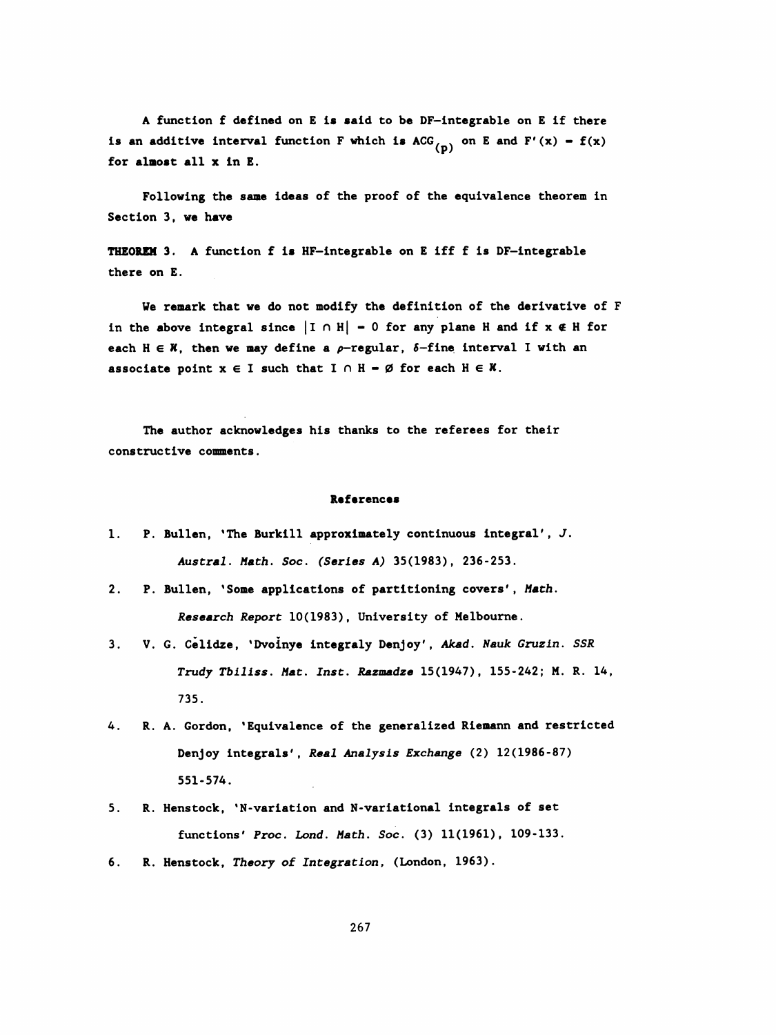A function f defined on E is said to be DF–integrable on E if there is an additive interval function F which is $ACG_{(p)}$ on E and $F'(x) = f(x)$ for almost all x in E.

Following the same ideas of the proof of the equivalence theorem in Section 3, we have

**THEOREM 3.** A function f is HF–integrable on E iff f is DF–integrable there on E.

We remark that we do not modify the definition of the derivative of F in the above integral since $|I \cap H| = 0$ for any plane H and if $x \notin H$ for each $H \in \mathcal{H}$, then we may define a $\rho$–regular, $\delta$–fine interval I with an associate point $x \in I$ such that $I \cap H = \emptyset$ for each $H \in \mathcal{H}$.

The author acknowledges his thanks to the referees for their constructive comments.

## References

1. P. Bullen, 'The Burkill approximately continuous integral', *J. Austral. Math. Soc. (Series A)* 35(1983), 236-253.
2. P. Bullen, 'Some applications of partitioning covers', *Math. Research Report* 10(1983), University of Melbourne.
3. V. G. Čelidze, 'Dvoĭnye integraly Denjoy', *Akad. Nauk Gruzin. SSR Trudy Tbiliss. Mat. Inst. Razmadze* 15(1947), 155-242; M. R. 14, 735.
4. R. A. Gordon, 'Equivalence of the generalized Riemann and restricted Denjoy integrals', *Real Analysis Exchange* (2) 12(1986-87) 551-574.
5. R. Henstock, 'N-variation and N-variational integrals of set functions' *Proc. Lond. Math. Soc.* (3) 11(1961), 109-133.
6. R. Henstock, *Theory of Integration*, (London, 1963).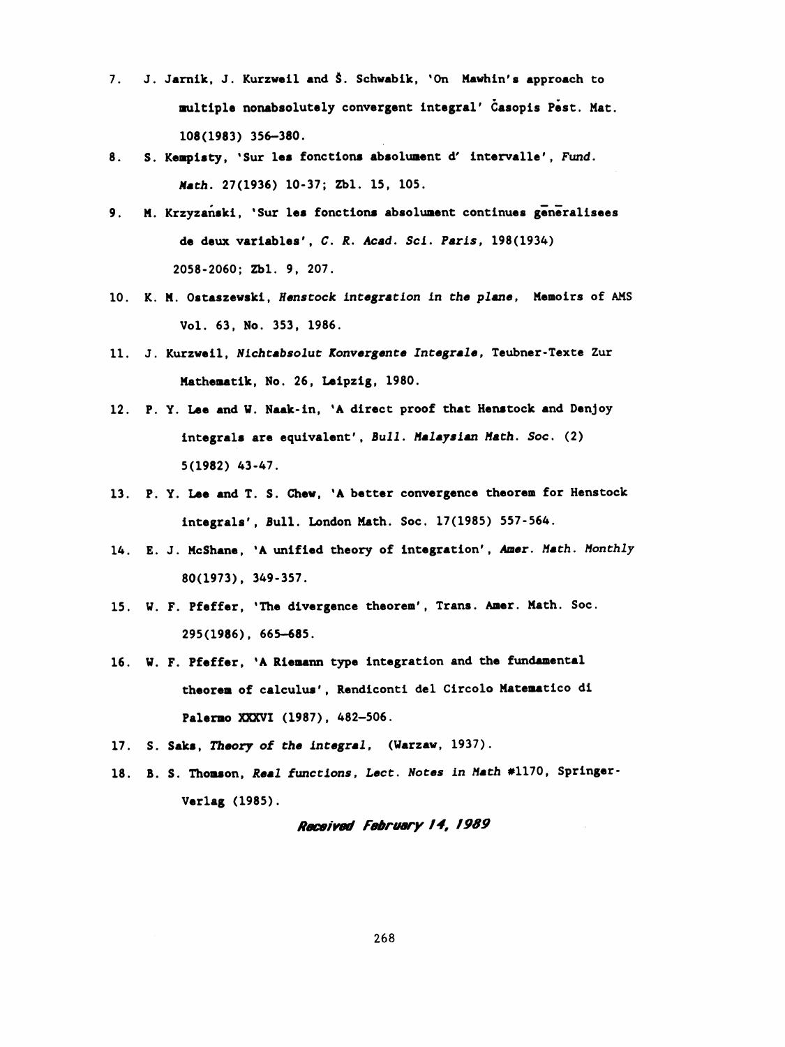7. J. Jarnik, J. Kurzweil and Š. Schwabik, 'On Mawhin's approach to multiple nonabsolutely convergent integral' Časopis Pěst. Mat. 108(1983) 356–380.

8. S. Kempisty, 'Sur les fonctions absolument d' intervalle', *Fund. Math.* 27(1936) 10-37; Zbl. 15, 105.

9. M. Krzyzański, 'Sur les fonctions absolument continues généralisees de deux variables', *C. R. Acad. Sci. Paris*, 198(1934) 2058-2060; Zbl. 9, 207.

10. K. M. Ostaszewski, *Henstock integration in the plane*, Memoirs of AMS Vol. 63, No. 353, 1986.

11. J. Kurzweil, *Nichtabsolut Konvergente Integrale*, Teubner-Texte Zur Mathematik, No. 26, Leipzig, 1980.

12. P. Y. Lee and W. Naak-in, 'A direct proof that Henstock and Denjoy integrals are equivalent', *Bull. Malaysian Math. Soc.* (2) 5(1982) 43-47.

13. P. Y. Lee and T. S. Chew, 'A better convergence theorem for Henstock integrals', Bull. London Math. Soc. 17(1985) 557-564.

14. E. J. McShane, 'A unified theory of integration', *Amer. Math. Monthly* 80(1973), 349-357.

15. W. F. Pfeffer, 'The divergence theorem', Trans. Amer. Math. Soc. 295(1986), 665–685.

16. W. F. Pfeffer, 'A Riemann type integration and the fundamental theorem of calculus', Rendiconti del Circolo Matematico di Palermo XXXVI (1987), 482–506.

17. S. Saks, *Theory of the integral*, (Warzaw, 1937).

18. B. S. Thomson, *Real functions*, *Lect. Notes in Math* #1170, Springer-Verlag (1985).

*Received February 14, 1989*